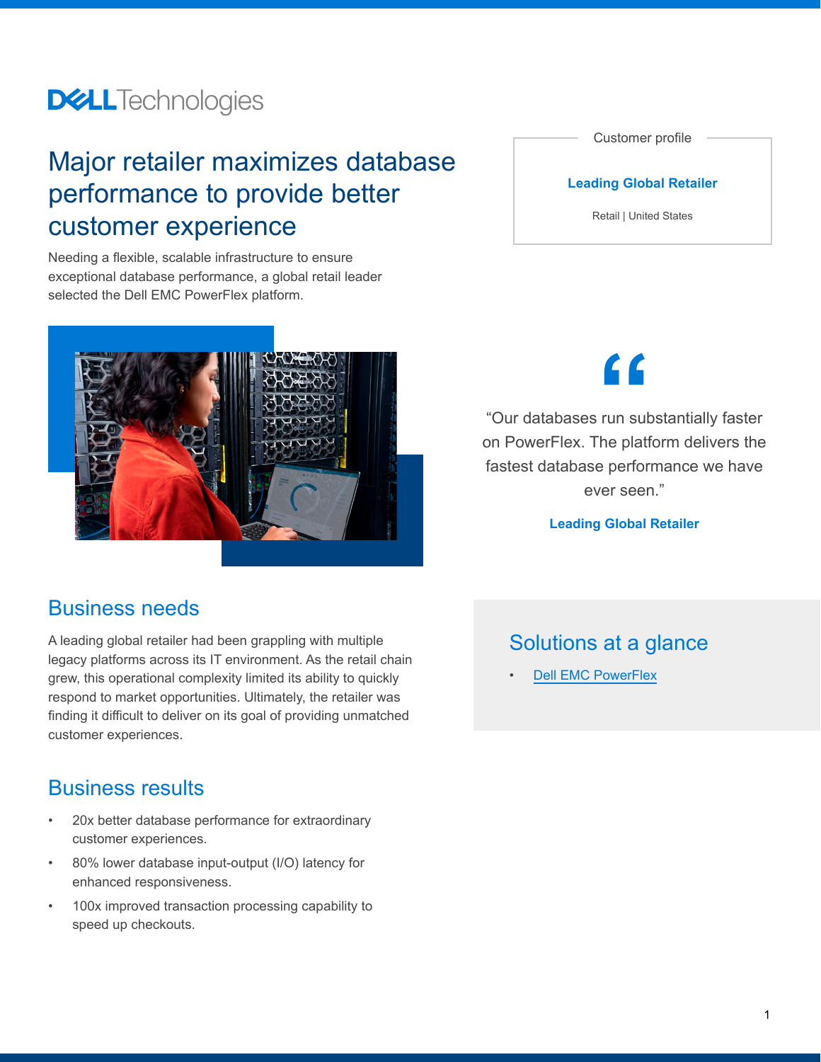Dell Technologies

# Major retailer maximizes database performance to provide better customer experience

Needing a flexible, scalable infrastructure to ensure exceptional database performance, a global retail leader selected the Dell EMC PowerFlex platform.

**Customer profile**

**Leading Global Retailer**

Retail | United States

"Our databases run substantially faster on PowerFlex. The platform delivers the fastest database performance we have ever seen."

**Leading Global Retailer**

## Business needs

A leading global retailer had been grappling with multiple legacy platforms across its IT environment. As the retail chain grew, this operational complexity limited its ability to quickly respond to market opportunities. Ultimately, the retailer was finding it difficult to deliver on its goal of providing unmatched customer experiences.

## Business results

- 20x better database performance for extraordinary customer experiences.
- 80% lower database input-output (I/O) latency for enhanced responsiveness.
- 100x improved transaction processing capability to speed up checkouts.

## Solutions at a glance

- Dell EMC PowerFlex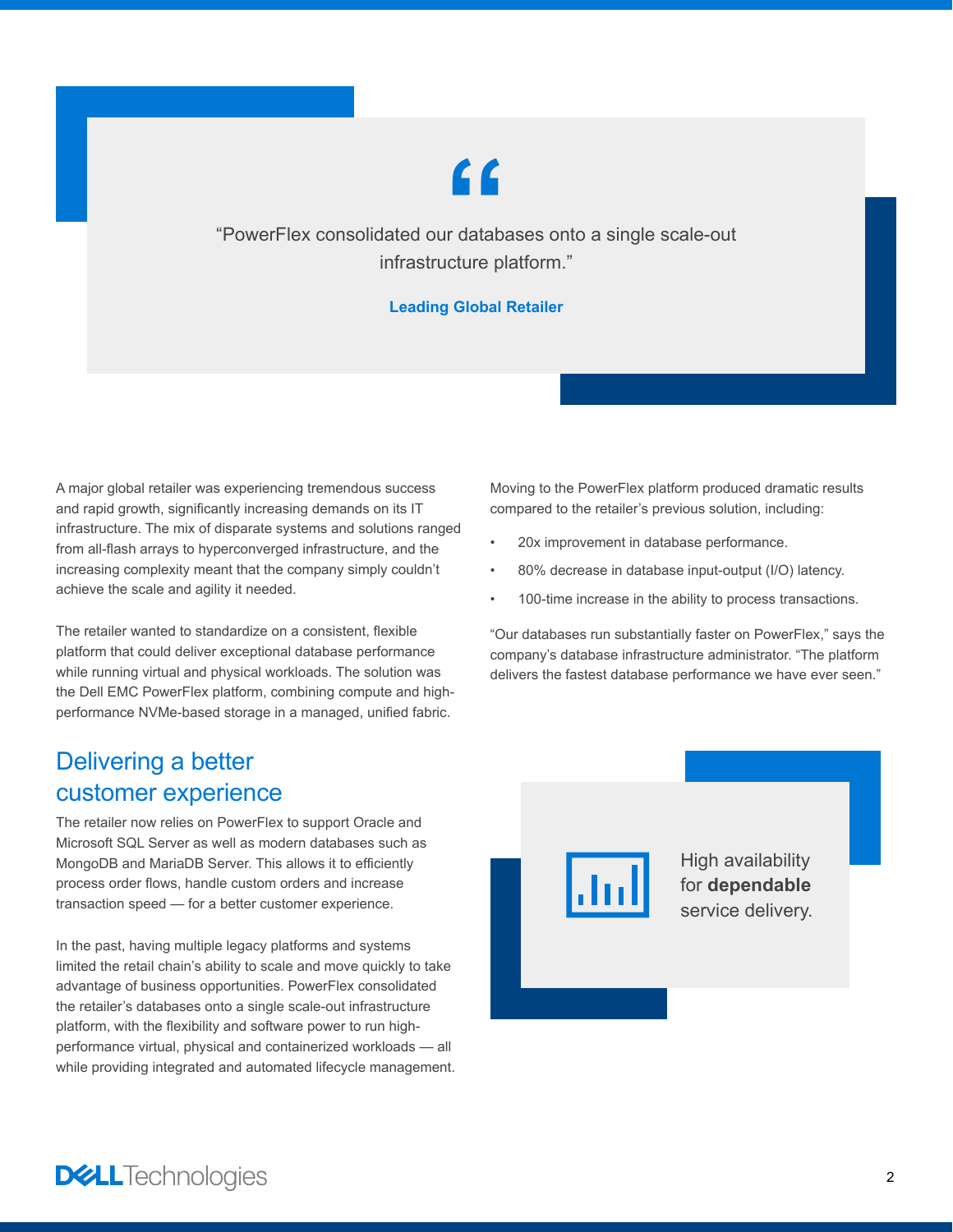> “PowerFlex consolidated our databases onto a single scale-out infrastructure platform.”
>
> **Leading Global Retailer**

A major global retailer was experiencing tremendous success and rapid growth, significantly increasing demands on its IT infrastructure. The mix of disparate systems and solutions ranged from all-flash arrays to hyperconverged infrastructure, and the increasing complexity meant that the company simply couldn’t achieve the scale and agility it needed.

The retailer wanted to standardize on a consistent, flexible platform that could deliver exceptional database performance while running virtual and physical workloads. The solution was the Dell EMC PowerFlex platform, combining compute and high-performance NVMe-based storage in a managed, unified fabric.

## Delivering a better customer experience

The retailer now relies on PowerFlex to support Oracle and Microsoft SQL Server as well as modern databases such as MongoDB and MariaDB Server. This allows it to efficiently process order flows, handle custom orders and increase transaction speed — for a better customer experience.

In the past, having multiple legacy platforms and systems limited the retail chain’s ability to scale and move quickly to take advantage of business opportunities. PowerFlex consolidated the retailer’s databases onto a single scale-out infrastructure platform, with the flexibility and software power to run high-performance virtual, physical and containerized workloads — all while providing integrated and automated lifecycle management.

Moving to the PowerFlex platform produced dramatic results compared to the retailer’s previous solution, including:

- 20x improvement in database performance.
- 80% decrease in database input-output (I/O) latency.
- 100-time increase in the ability to process transactions.

“Our databases run substantially faster on PowerFlex,” says the company’s database infrastructure administrator. “The platform delivers the fastest database performance we have ever seen.”

High availability for **dependable** service delivery.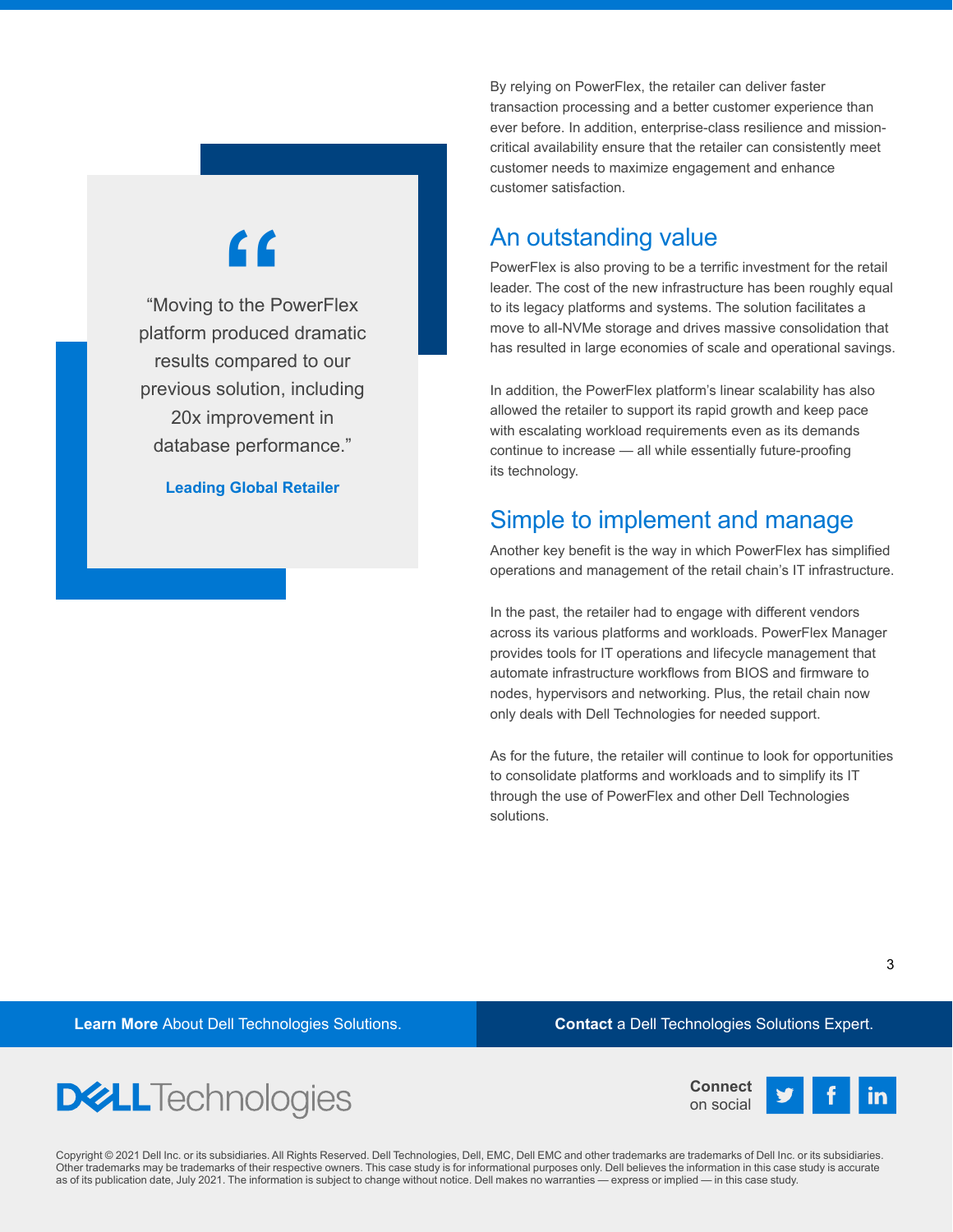> “Moving to the PowerFlex platform produced dramatic results compared to our previous solution, including 20x improvement in database performance.”
>
> **Leading Global Retailer**

By relying on PowerFlex, the retailer can deliver faster transaction processing and a better customer experience than ever before. In addition, enterprise-class resilience and mission-critical availability ensure that the retailer can consistently meet customer needs to maximize engagement and enhance customer satisfaction.

## An outstanding value

PowerFlex is also proving to be a terrific investment for the retail leader. The cost of the new infrastructure has been roughly equal to its legacy platforms and systems. The solution facilitates a move to all-NVMe storage and drives massive consolidation that has resulted in large economies of scale and operational savings.

In addition, the PowerFlex platform’s linear scalability has also allowed the retailer to support its rapid growth and keep pace with escalating workload requirements even as its demands continue to increase — all while essentially future-proofing its technology.

## Simple to implement and manage

Another key benefit is the way in which PowerFlex has simplified operations and management of the retail chain’s IT infrastructure.

In the past, the retailer had to engage with different vendors across its various platforms and workloads. PowerFlex Manager provides tools for IT operations and lifecycle management that automate infrastructure workflows from BIOS and firmware to nodes, hypervisors and networking. Plus, the retail chain now only deals with Dell Technologies for needed support.

As for the future, the retailer will continue to look for opportunities to consolidate platforms and workloads and to simplify its IT through the use of PowerFlex and other Dell Technologies solutions.

**Learn More** About Dell Technologies Solutions.

**Contact** a Dell Technologies Solutions Expert.

DELL Technologies

**Connect** on social

Copyright © 2021 Dell Inc. or its subsidiaries. All Rights Reserved. Dell Technologies, Dell, EMC, Dell EMC and other trademarks are trademarks of Dell Inc. or its subsidiaries. Other trademarks may be trademarks of their respective owners. This case study is for informational purposes only. Dell believes the information in this case study is accurate as of its publication date, July 2021. The information is subject to change without notice. Dell makes no warranties — express or implied — in this case study.